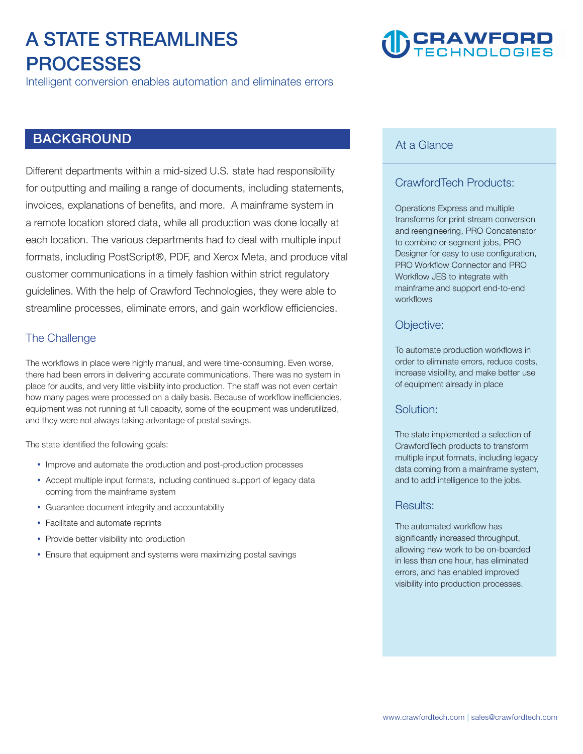# A STATE STREAMLINES PROCESSES

Intelligent conversion enables automation and eliminates errors

## BACKGROUND

Different departments within a mid-sized U.S. state had responsibility for outputting and mailing a range of documents, including statements, invoices, explanations of benefits, and more. A mainframe system in a remote location stored data, while all production was done locally at each location. The various departments had to deal with multiple input formats, including PostScript®, PDF, and Xerox Meta, and produce vital customer communications in a timely fashion within strict regulatory guidelines. With the help of Crawford Technologies, they were able to streamline processes, eliminate errors, and gain workflow efficiencies.

### The Challenge

The workflows in place were highly manual, and were time-consuming. Even worse, there had been errors in delivering accurate communications. There was no system in place for audits, and very little visibility into production. The staff was not even certain how many pages were processed on a daily basis. Because of workflow inefficiencies, equipment was not running at full capacity, some of the equipment was underutilized, and they were not always taking advantage of postal savings.

The state identified the following goals:

- Improve and automate the production and post-production processes
- Accept multiple input formats, including continued support of legacy data coming from the mainframe system
- Guarantee document integrity and accountability
- Facilitate and automate reprints
- Provide better visibility into production
- Ensure that equipment and systems were maximizing postal savings

## At a Glance

### CrawfordTech Products:

Operations Express and multiple transforms for print stream conversion and reengineering, PRO Concatenator to combine or segment jobs, PRO Designer for easy to use configuration, PRO Workflow Connector and PRO Workflow JES to integrate with mainframe and support end-to-end workflows

### Objective:

To automate production workflows in order to eliminate errors, reduce costs, increase visibility, and make better use of equipment already in place

### Solution:

The state implemented a selection of CrawfordTech products to transform multiple input formats, including legacy data coming from a mainframe system, and to add intelligence to the jobs.

### Results:

The automated workflow has significantly increased throughput, allowing new work to be on-boarded in less than one hour, has eliminated errors, and has enabled improved visibility into production processes.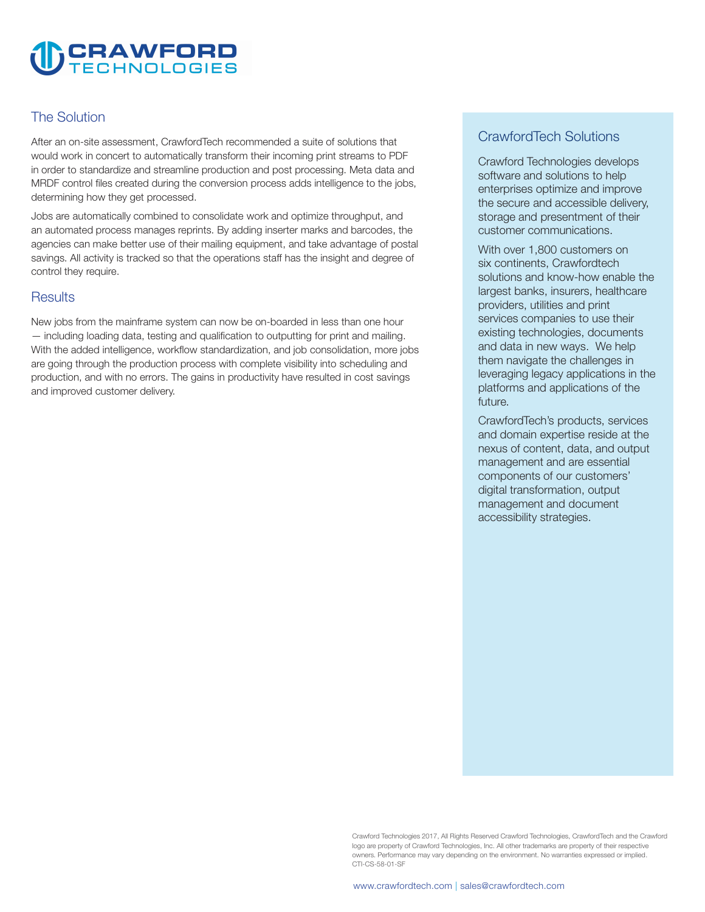## The Solution

After an on-site assessment, CrawfordTech recommended a suite of solutions that would work in concert to automatically transform their incoming print streams to PDF in order to standardize and streamline production and post processing. Meta data and MRDF control files created during the conversion process adds intelligence to the jobs, determining how they get processed.

Jobs are automatically combined to consolidate work and optimize throughput, and an automated process manages reprints. By adding inserter marks and barcodes, the agencies can make better use of their mailing equipment, and take advantage of postal savings. All activity is tracked so that the operations staff has the insight and degree of control they require.

## Results

New jobs from the mainframe system can now be on-boarded in less than one hour — including loading data, testing and qualification to outputting for print and mailing. With the added intelligence, workflow standardization, and job consolidation, more jobs are going through the production process with complete visibility into scheduling and production, and with no errors. The gains in productivity have resulted in cost savings and improved customer delivery.

## CrawfordTech Solutions

Crawford Technologies develops software and solutions to help enterprises optimize and improve the secure and accessible delivery, storage and presentment of their customer communications.

With over 1,800 customers on six continents, Crawfordtech solutions and know-how enable the largest banks, insurers, healthcare providers, utilities and print services companies to use their existing technologies, documents and data in new ways. We help them navigate the challenges in leveraging legacy applications in the platforms and applications of the future.

CrawfordTech's products, services and domain expertise reside at the nexus of content, data, and output management and are essential components of our customers' digital transformation, output management and document accessibility strategies.

Crawford Technologies 2017, All Rights Reserved Crawford Technologies, CrawfordTech and the Crawford logo are property of Crawford Technologies, Inc. All other trademarks are property of their respective owners. Performance may vary depending on the environment. No warranties expressed or implied. CTI-CS-58-01-SF

www.crawfordtech.com | sales@crawfordtech.com